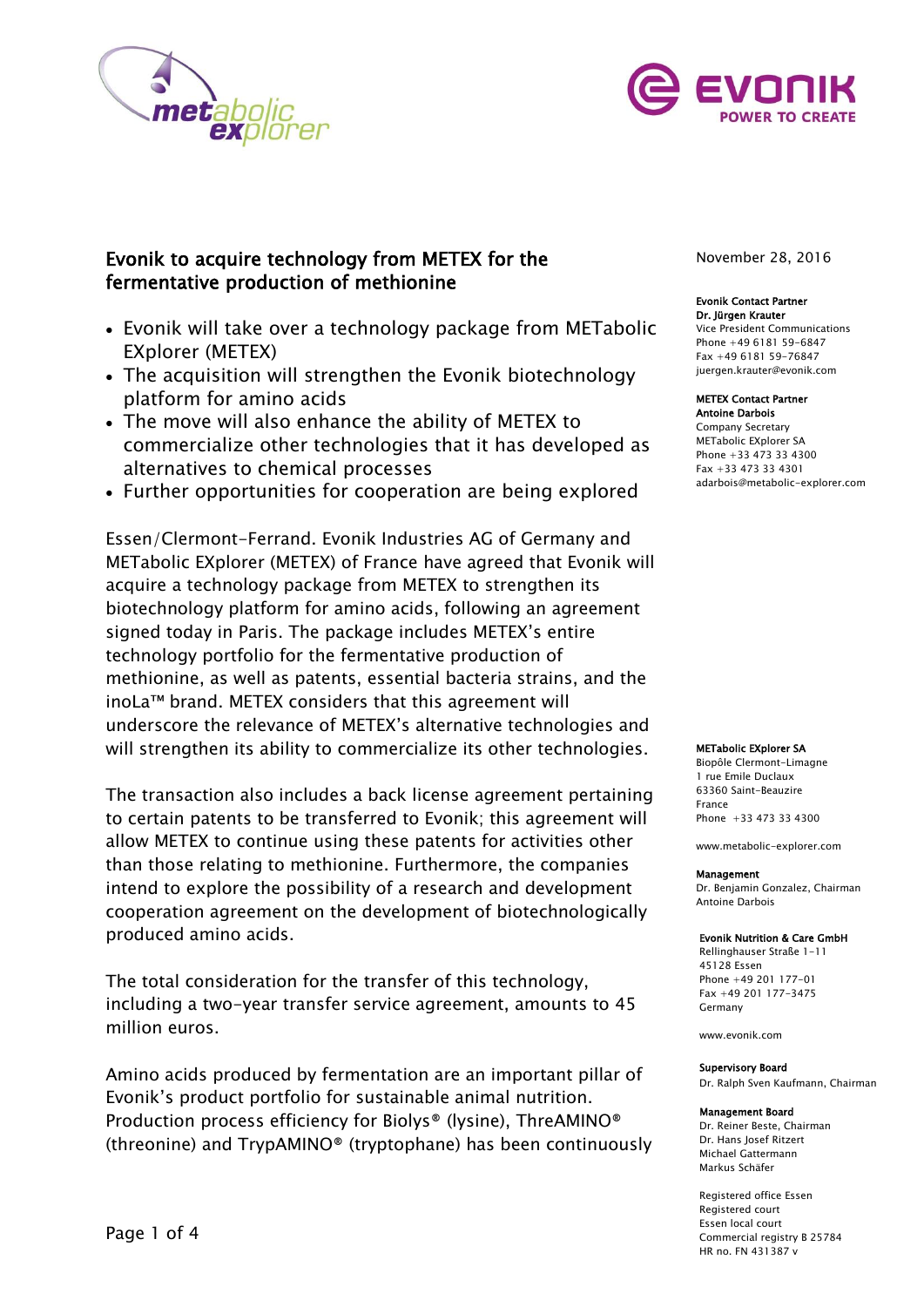# Evonik to acquire technology from METEX for the fermentative production of methionine

- Evonik will take over a technology package from METabolic EXplorer (METEX)
- The acquisition will strengthen the Evonik biotechnology platform for amino acids
- The move will also enhance the ability of METEX to commercialize other technologies that it has developed as alternatives to chemical processes
- Further opportunities for cooperation are being explored

Essen/Clermont-Ferrand. Evonik Industries AG of Germany and METabolic EXplorer (METEX) of France have agreed that Evonik will acquire a technology package from METEX to strengthen its biotechnology platform for amino acids, following an agreement signed today in Paris. The package includes METEX's entire technology portfolio for the fermentative production of methionine, as well as patents, essential bacteria strains, and the inoLa™ brand. METEX considers that this agreement will underscore the relevance of METEX's alternative technologies and will strengthen its ability to commercialize its other technologies.

The transaction also includes a back license agreement pertaining to certain patents to be transferred to Evonik; this agreement will allow METEX to continue using these patents for activities other than those relating to methionine. Furthermore, the companies intend to explore the possibility of a research and development cooperation agreement on the development of biotechnologically produced amino acids.

The total consideration for the transfer of this technology, including a two-year transfer service agreement, amounts to 45 million euros.

Amino acids produced by fermentation are an important pillar of Evonik's product portfolio for sustainable animal nutrition. Production process efficiency for Biolys® (lysine), ThreAMINO® (threonine) and TrypAMINO® (tryptophane) has been continuously

November 28, 2016

**Evonik Contact Partner**
**Dr. Jürgen Krauter**
Vice President Communications
Phone +49 6181 59-6847
Fax +49 6181 59-76847
juergen.krauter@evonik.com

**METEX Contact Partner**
**Antoine Darbois**
Company Secretary
METabolic EXplorer SA
Phone +33 473 33 4300
Fax +33 473 33 4301
adarbois@metabolic-explorer.com

**METabolic EXplorer SA**
Biopôle Clermont-Limagne
1 rue Emile Duclaux
63360 Saint-Beauzire
France
Phone +33 473 33 4300

www.metabolic-explorer.com

**Management**
Dr. Benjamin Gonzalez, Chairman
Antoine Darbois

**Evonik Nutrition & Care GmbH**
Rellinghauser Straße 1-11
45128 Essen
Phone +49 201 177-01
Fax +49 201 177-3475
Germany

www.evonik.com

**Supervisory Board**
Dr. Ralph Sven Kaufmann, Chairman

**Management Board**
Dr. Reiner Beste, Chairman
Dr. Hans Josef Ritzert
Michael Gattermann
Markus Schäfer

Registered office Essen
Registered court
Essen local court
Commercial registry B 25784
HR no. FN 431387 v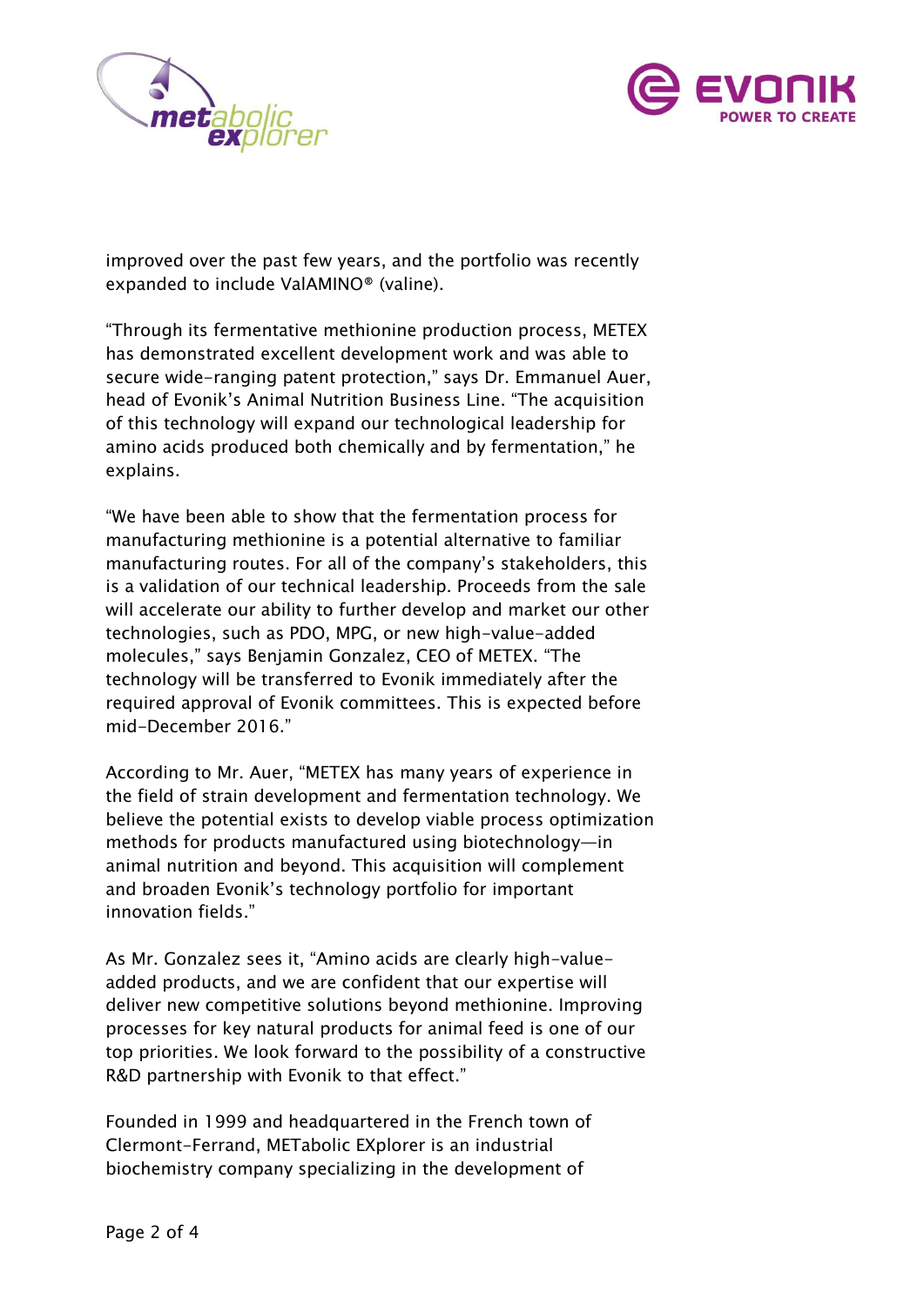improved over the past few years, and the portfolio was recently expanded to include ValAMINO® (valine).

"Through its fermentative methionine production process, METEX has demonstrated excellent development work and was able to secure wide-ranging patent protection," says Dr. Emmanuel Auer, head of Evonik's Animal Nutrition Business Line. "The acquisition of this technology will expand our technological leadership for amino acids produced both chemically and by fermentation," he explains.

"We have been able to show that the fermentation process for manufacturing methionine is a potential alternative to familiar manufacturing routes. For all of the company's stakeholders, this is a validation of our technical leadership. Proceeds from the sale will accelerate our ability to further develop and market our other technologies, such as PDO, MPG, or new high-value-added molecules," says Benjamin Gonzalez, CEO of METEX. "The technology will be transferred to Evonik immediately after the required approval of Evonik committees. This is expected before mid-December 2016."

According to Mr. Auer, "METEX has many years of experience in the field of strain development and fermentation technology. We believe the potential exists to develop viable process optimization methods for products manufactured using biotechnology—in animal nutrition and beyond. This acquisition will complement and broaden Evonik's technology portfolio for important innovation fields."

As Mr. Gonzalez sees it, "Amino acids are clearly high-value-added products, and we are confident that our expertise will deliver new competitive solutions beyond methionine. Improving processes for key natural products for animal feed is one of our top priorities. We look forward to the possibility of a constructive R&D partnership with Evonik to that effect."

Founded in 1999 and headquartered in the French town of Clermont-Ferrand, METabolic EXplorer is an industrial biochemistry company specializing in the development of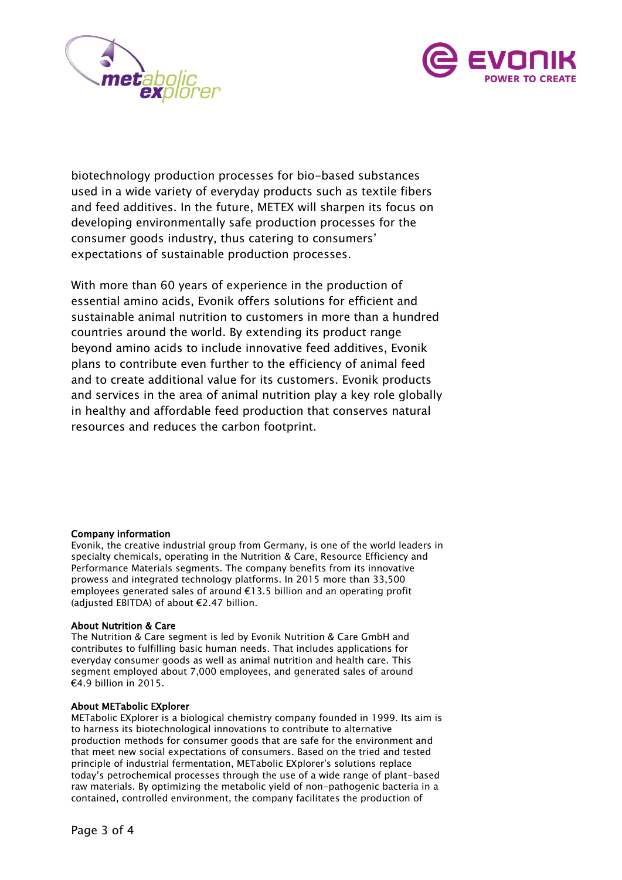biotechnology production processes for bio-based substances used in a wide variety of everyday products such as textile fibers and feed additives. In the future, METEX will sharpen its focus on developing environmentally safe production processes for the consumer goods industry, thus catering to consumers' expectations of sustainable production processes.

With more than 60 years of experience in the production of essential amino acids, Evonik offers solutions for efficient and sustainable animal nutrition to customers in more than a hundred countries around the world. By extending its product range beyond amino acids to include innovative feed additives, Evonik plans to contribute even further to the efficiency of animal feed and to create additional value for its customers. Evonik products and services in the area of animal nutrition play a key role globally in healthy and affordable feed production that conserves natural resources and reduces the carbon footprint.

**Company information**
Evonik, the creative industrial group from Germany, is one of the world leaders in specialty chemicals, operating in the Nutrition & Care, Resource Efficiency and Performance Materials segments. The company benefits from its innovative prowess and integrated technology platforms. In 2015 more than 33,500 employees generated sales of around €13.5 billion and an operating profit (adjusted EBITDA) of about €2.47 billion.

**About Nutrition & Care**
The Nutrition & Care segment is led by Evonik Nutrition & Care GmbH and contributes to fulfilling basic human needs. That includes applications for everyday consumer goods as well as animal nutrition and health care. This segment employed about 7,000 employees, and generated sales of around €4.9 billion in 2015.

**About METabolic EXplorer**
METabolic EXplorer is a biological chemistry company founded in 1999. Its aim is to harness its biotechnological innovations to contribute to alternative production methods for consumer goods that are safe for the environment and that meet new social expectations of consumers. Based on the tried and tested principle of industrial fermentation, METabolic EXplorer's solutions replace today's petrochemical processes through the use of a wide range of plant-based raw materials. By optimizing the metabolic yield of non-pathogenic bacteria in a contained, controlled environment, the company facilitates the production of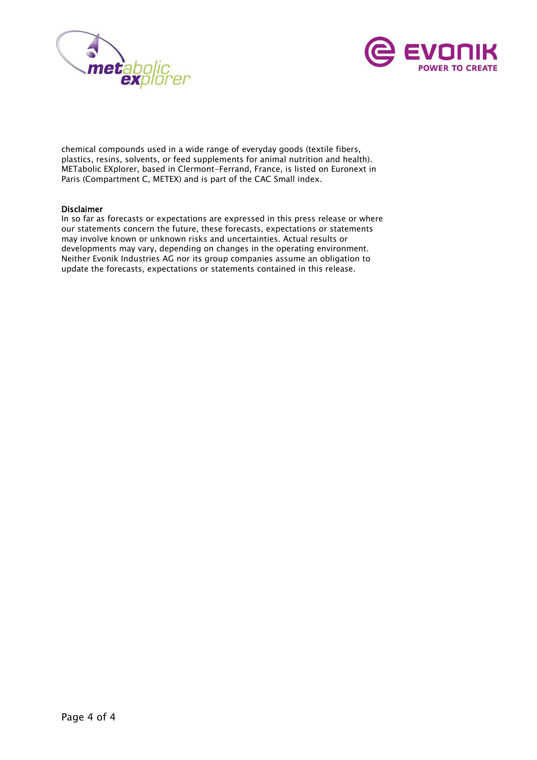chemical compounds used in a wide range of everyday goods (textile fibers, plastics, resins, solvents, or feed supplements for animal nutrition and health). METabolic EXplorer, based in Clermont-Ferrand, France, is listed on Euronext in Paris (Compartment C, METEX) and is part of the CAC Small index.

**Disclaimer**

In so far as forecasts or expectations are expressed in this press release or where our statements concern the future, these forecasts, expectations or statements may involve known or unknown risks and uncertainties. Actual results or developments may vary, depending on changes in the operating environment. Neither Evonik Industries AG nor its group companies assume an obligation to update the forecasts, expectations or statements contained in this release.